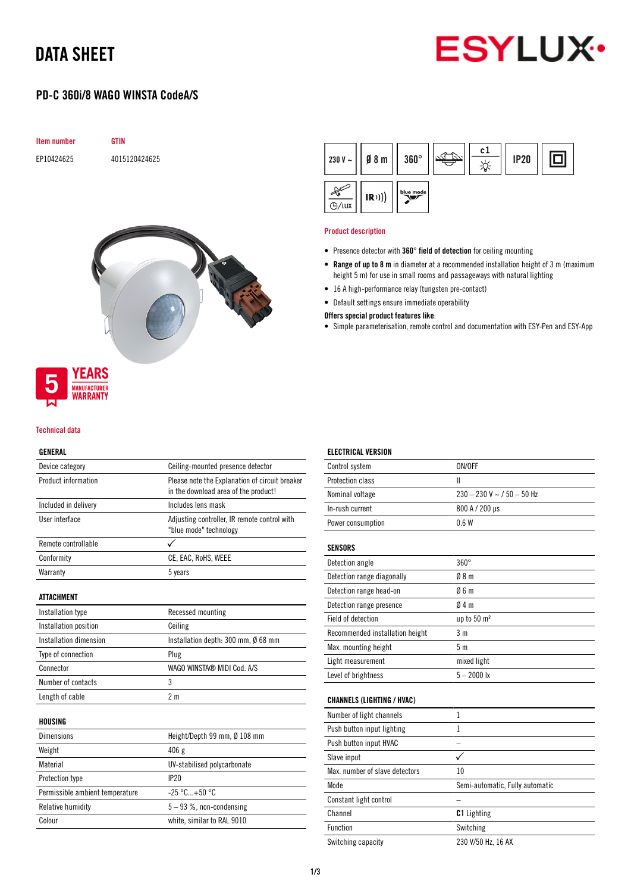# DATA SHEET

## PD-C 360i/8 WAGO WINSTA CodeA/S

| Item number | GTIN |
|---|---|
| EP10424625 | 4015120424625 |

230 V ~ | Ø 8 m | 360° | c1 | IP20

5 YEARS MANUFACTURER WARRANTY

### Product description

- Presence detector with **360° field of detection** for ceiling mounting
- **Range of up to 8 m** in diameter at a recommended installation height of 3 m (maximum height 5 m) for use in small rooms and passageways with natural lighting
- 16 A high-performance relay (tungsten pre-contact)
- Default settings ensure immediate operability

**Offers special product features like:**

- Simple parameterisation, remote control and documentation with ESY-Pen and ESY-App

### Technical data

| GENERAL | |
|---|---|
| Device category | Ceiling-mounted presence detector |
| Product information | Please note the Explanation of circuit breaker in the download area of the product! |
| Included in delivery | Includes lens mask |
| User interface | Adjusting controller, IR remote control with "blue mode" technology |
| Remote controllable | ✓ |
| Conformity | CE, EAC, RoHS, WEEE |
| Warranty | 5 years |

| ATTACHMENT | |
|---|---|
| Installation type | Recessed mounting |
| Installation position | Ceiling |
| Installation dimension | Installation depth: 300 mm, Ø 68 mm |
| Type of connection | Plug |
| Connector | WAGO WINSTA® MIDI Cod. A/S |
| Number of contacts | 3 |
| Length of cable | 2 m |

| HOUSING | |
|---|---|
| Dimensions | Height/Depth 99 mm, Ø 108 mm |
| Weight | 406 g |
| Material | UV-stabilised polycarbonate |
| Protection type | IP20 |
| Permissible ambient temperature | -25 °C...+50 °C |
| Relative humidity | 5 – 93 %, non-condensing |
| Colour | white, similar to RAL 9010 |

| ELECTRICAL VERSION | |
|---|---|
| Control system | ON/OFF |
| Protection class | II |
| Nominal voltage | 230 – 230 V ~ / 50 – 50 Hz |
| In-rush current | 800 A / 200 µs |
| Power consumption | 0.6 W |

| SENSORS | |
|---|---|
| Detection angle | 360° |
| Detection range diagonally | Ø 8 m |
| Detection range head-on | Ø 6 m |
| Detection range presence | Ø 4 m |
| Field of detection | up to 50 m² |
| Recommended installation height | 3 m |
| Max. mounting height | 5 m |
| Light measurement | mixed light |
| Level of brightness | 5 – 2000 lx |

| CHANNELS (LIGHTING / HVAC) | |
|---|---|
| Number of light channels | 1 |
| Push button input lighting | 1 |
| Push button input HVAC | – |
| Slave input | ✓ |
| Max. number of slave detectors | 10 |
| Mode | Semi-automatic, Fully automatic |
| Constant light control | – |
| Channel | **C1** Lighting |
| Function | Switching |
| Switching capacity | 230 V/50 Hz, 16 AX |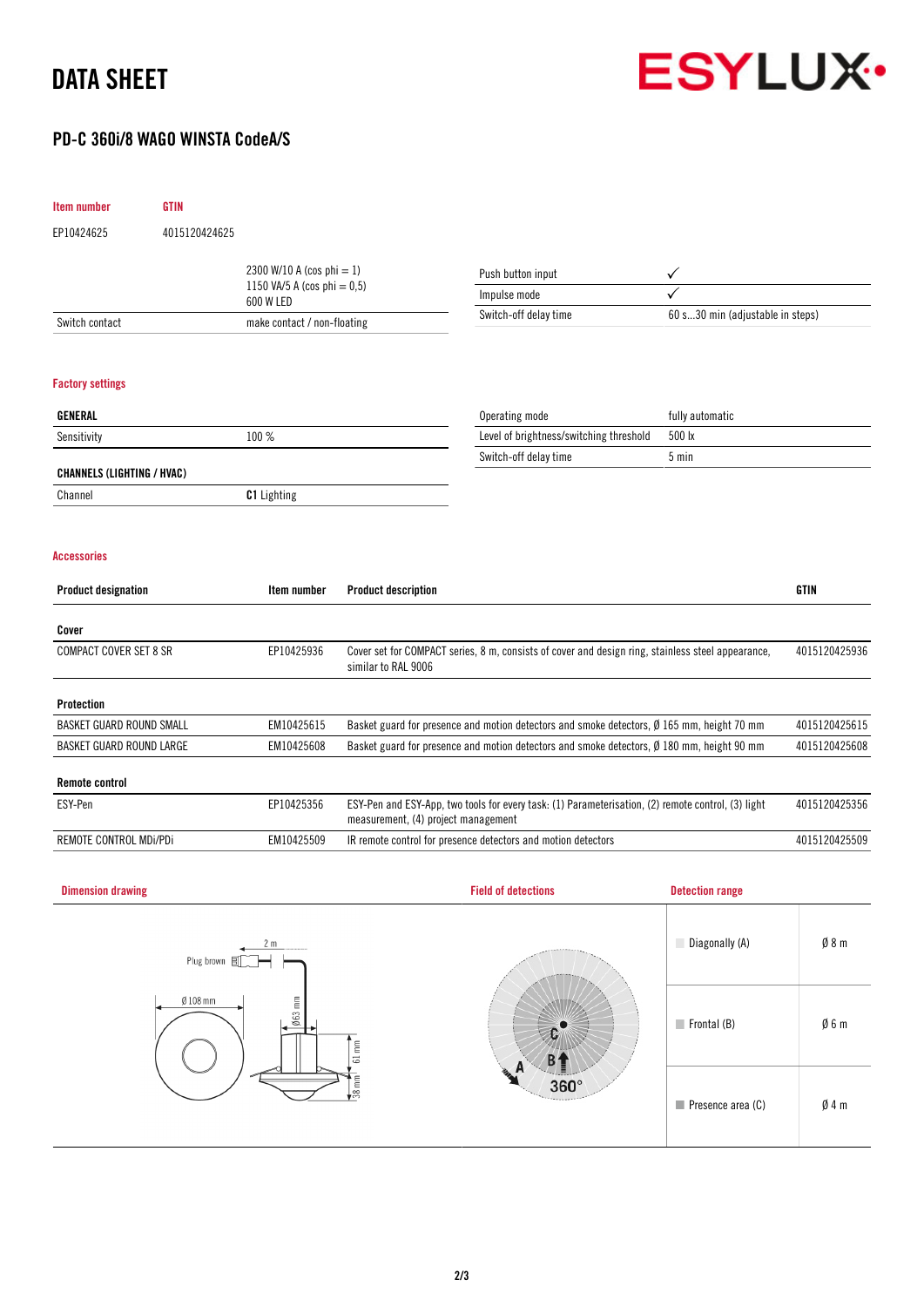# DATA SHEET

## PD-C 360i/8 WAGO WINSTA CodeA/S

| Item number | GTIN |
|---|---|
| EP10424625 | 4015120424625 |

| | |
|---|---|
| | 2300 W/10 A (cos phi = 1)<br>1150 VA/5 A (cos phi = 0,5)<br>600 W LED |
| Switch contact | make contact / non-floating |

| | |
|---|---|
| Push button input | ✓ |
| Impulse mode | ✓ |
| Switch-off delay time | 60 s...30 min (adjustable in steps) |

### Factory settings

| GENERAL | |
|---|---|
| Sensitivity | 100 % |

| CHANNELS (LIGHTING / HVAC) | |
|---|---|
| Channel | **C1** Lighting |

| | |
|---|---|
| Operating mode | fully automatic |
| Level of brightness/switching threshold | 500 lx |
| Switch-off delay time | 5 min |

### Accessories

| Product designation | Item number | Product description | GTIN |
|---|---|---|---|
| **Cover** | | | |
| COMPACT COVER SET 8 SR | EP10425936 | Cover set for COMPACT series, 8 m, consists of cover and design ring, stainless steel appearance, similar to RAL 9006 | 4015120425936 |
| **Protection** | | | |
| BASKET GUARD ROUND SMALL | EM10425615 | Basket guard for presence and motion detectors and smoke detectors, Ø 165 mm, height 70 mm | 4015120425615 |
| BASKET GUARD ROUND LARGE | EM10425608 | Basket guard for presence and motion detectors and smoke detectors, Ø 180 mm, height 90 mm | 4015120425608 |
| **Remote control** | | | |
| ESY-Pen | EP10425356 | ESY-Pen and ESY-App, two tools for every task: (1) Parameterisation, (2) remote control, (3) light measurement, (4) project management | 4015120425356 |
| REMOTE CONTROL MDi/PDi | EM10425509 | IR remote control for presence detectors and motion detectors | 4015120425509 |

### Dimension drawing

Plug brown, 2 m, Ø 108 mm, Ø63 mm, 61 mm, 38 mm

### Field of detections

A, B, C, 360°

### Detection range

| | |
|---|---|
| Diagonally (A) | Ø 8 m |
| Frontal (B) | Ø 6 m |
| Presence area (C) | Ø 4 m |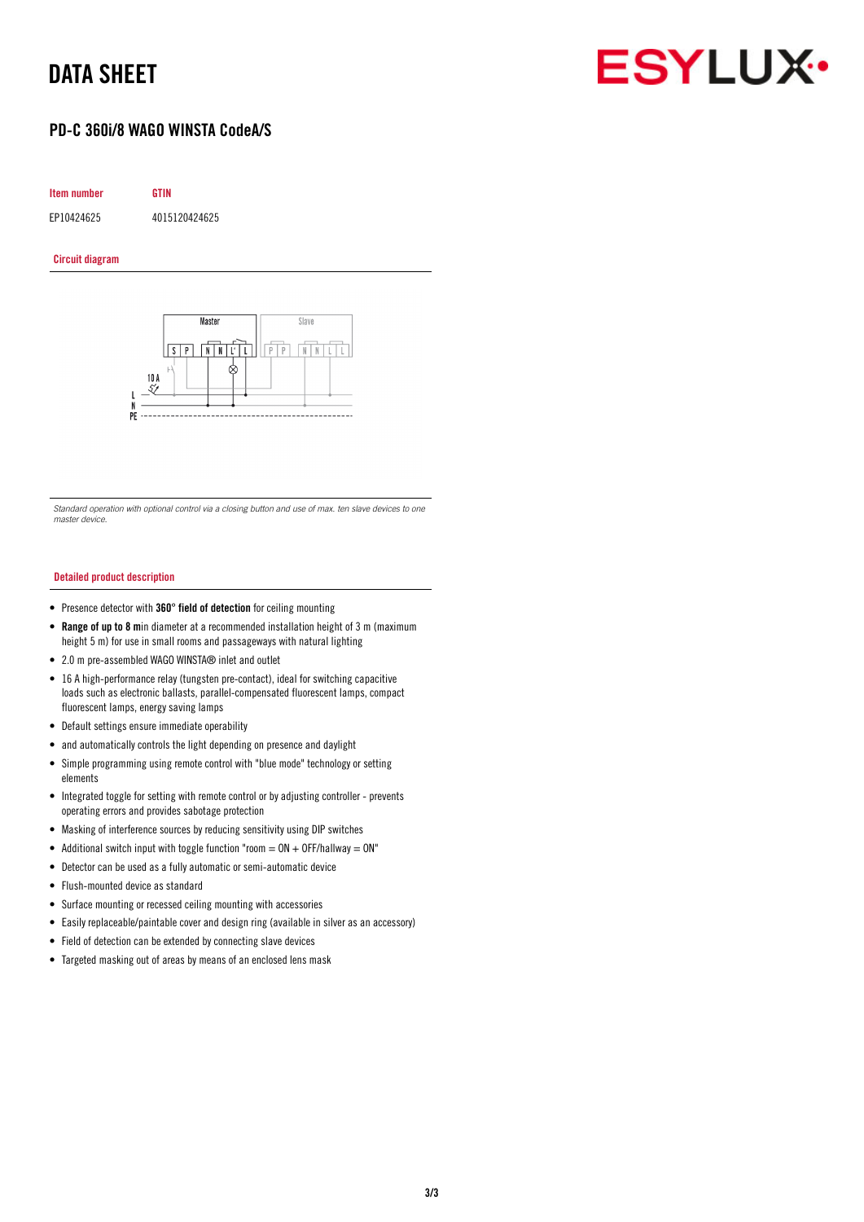# DATA SHEET

ESYLUX

## PD-C 360i/8 WAGO WINSTA CodeA/S

| Item number | GTIN |
| --- | --- |
| EP10424625 | 4015120424625 |

### Circuit diagram

Master

Slave

S P N N L' L

P P N N L L

10 A

L
N
PE

*Standard operation with optional control via a closing button and use of max. ten slave devices to one master device.*

### Detailed product description

- Presence detector with **360° field of detection** for ceiling mounting
- **Range of up to 8 m**in diameter at a recommended installation height of 3 m (maximum height 5 m) for use in small rooms and passageways with natural lighting
- 2.0 m pre-assembled WAGO WINSTA® inlet and outlet
- 16 A high-performance relay (tungsten pre-contact), ideal for switching capacitive loads such as electronic ballasts, parallel-compensated fluorescent lamps, compact fluorescent lamps, energy saving lamps
- Default settings ensure immediate operability
- and automatically controls the light depending on presence and daylight
- Simple programming using remote control with "blue mode" technology or setting elements
- Integrated toggle for setting with remote control or by adjusting controller - prevents operating errors and provides sabotage protection
- Masking of interference sources by reducing sensitivity using DIP switches
- Additional switch input with toggle function "room = ON + OFF/hallway = ON"
- Detector can be used as a fully automatic or semi-automatic device
- Flush-mounted device as standard
- Surface mounting or recessed ceiling mounting with accessories
- Easily replaceable/paintable cover and design ring (available in silver as an accessory)
- Field of detection can be extended by connecting slave devices
- Targeted masking out of areas by means of an enclosed lens mask